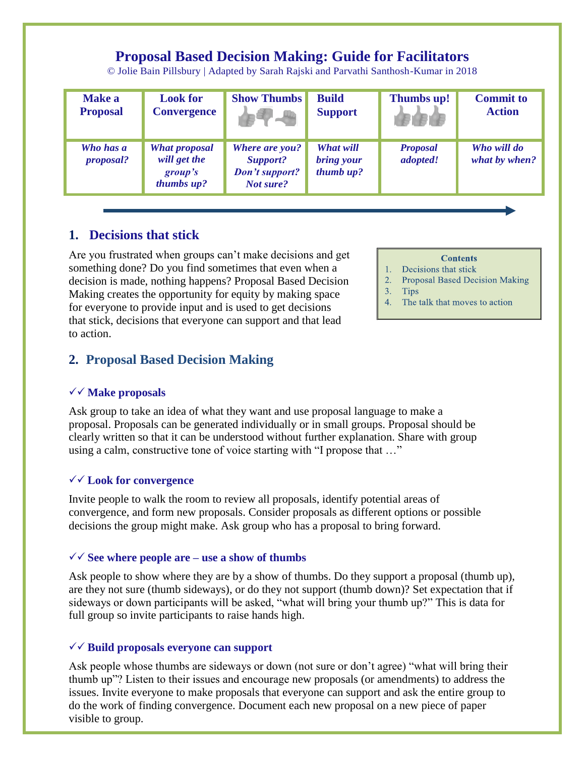# Proposal Based Decision Making: Guide for Facilitators

© Jolie Bain Pillsbury | Adapted by Sarah Rajski and Parvathi Santhosh-Kumar in 2018

| Make a Proposal | Look for Convergence | Show Thumbs | Build Support | Thumbs up! | Commit to Action |
|---|---|---|---|---|---|
| *Who has a proposal?* | *What proposal will get the group's thumbs up?* | *Where are you? Support? Don't support? Not sure?* | *What will bring your thumb up?* | *Proposal adopted!* | *Who will do what by when?* |

**Contents**

1. Decisions that stick
2. Proposal Based Decision Making
3. Tips
4. The talk that moves to action

## 1. Decisions that stick

Are you frustrated when groups can't make decisions and get something done? Do you find sometimes that even when a decision is made, nothing happens? Proposal Based Decision Making creates the opportunity for equity by making space for everyone to provide input and is used to get decisions that stick, decisions that everyone can support and that lead to action.

## 2. Proposal Based Decision Making

### ✓✓ Make proposals

Ask group to take an idea of what they want and use proposal language to make a proposal. Proposals can be generated individually or in small groups. Proposal should be clearly written so that it can be understood without further explanation. Share with group using a calm, constructive tone of voice starting with "I propose that …"

### ✓✓ Look for convergence

Invite people to walk the room to review all proposals, identify potential areas of convergence, and form new proposals. Consider proposals as different options or possible decisions the group might make. Ask group who has a proposal to bring forward.

### ✓✓ See where people are – use a show of thumbs

Ask people to show where they are by a show of thumbs. Do they support a proposal (thumb up), are they not sure (thumb sideways), or do they not support (thumb down)? Set expectation that if sideways or down participants will be asked, "what will bring your thumb up?" This is data for full group so invite participants to raise hands high.

### ✓✓ Build proposals everyone can support

Ask people whose thumbs are sideways or down (not sure or don't agree) "what will bring their thumb up"? Listen to their issues and encourage new proposals (or amendments) to address the issues. Invite everyone to make proposals that everyone can support and ask the entire group to do the work of finding convergence. Document each new proposal on a new piece of paper visible to group.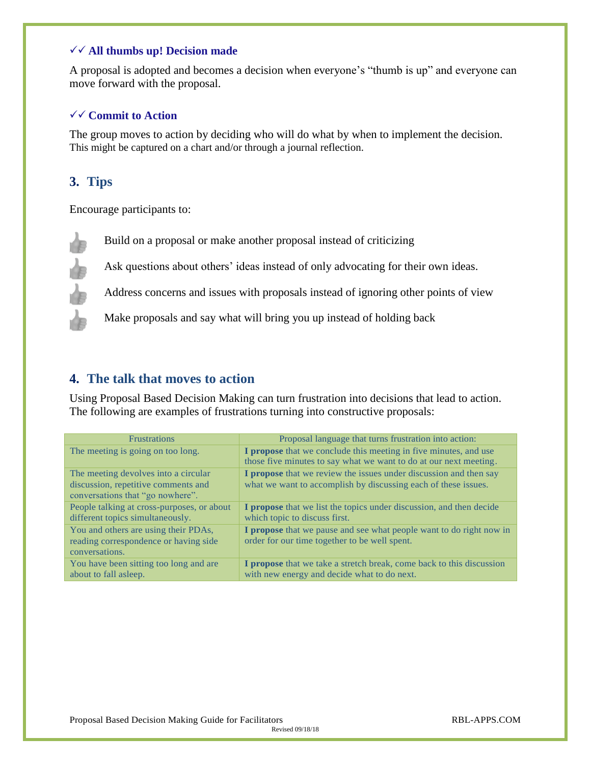### ✓✓ All thumbs up! Decision made

A proposal is adopted and becomes a decision when everyone's "thumb is up" and everyone can move forward with the proposal.

### ✓✓ Commit to Action

The group moves to action by deciding who will do what by when to implement the decision. This might be captured on a chart and/or through a journal reflection.

## 3. Tips

Encourage participants to:

- Build on a proposal or make another proposal instead of criticizing
- Ask questions about others' ideas instead of only advocating for their own ideas.
- Address concerns and issues with proposals instead of ignoring other points of view
- Make proposals and say what will bring you up instead of holding back

## 4. The talk that moves to action

Using Proposal Based Decision Making can turn frustration into decisions that lead to action. The following are examples of frustrations turning into constructive proposals:

| Frustrations | Proposal language that turns frustration into action: |
|---|---|
| The meeting is going on too long. | **I propose** that we conclude this meeting in five minutes, and use those five minutes to say what we want to do at our next meeting. |
| The meeting devolves into a circular discussion, repetitive comments and conversations that "go nowhere". | **I propose** that we review the issues under discussion and then say what we want to accomplish by discussing each of these issues. |
| People talking at cross-purposes, or about different topics simultaneously. | **I propose** that we list the topics under discussion, and then decide which topic to discuss first. |
| You and others are using their PDAs, reading correspondence or having side conversations. | **I propose** that we pause and see what people want to do right now in order for our time together to be well spent. |
| You have been sitting too long and are about to fall asleep. | **I propose** that we take a stretch break, come back to this discussion with new energy and decide what to do next. |